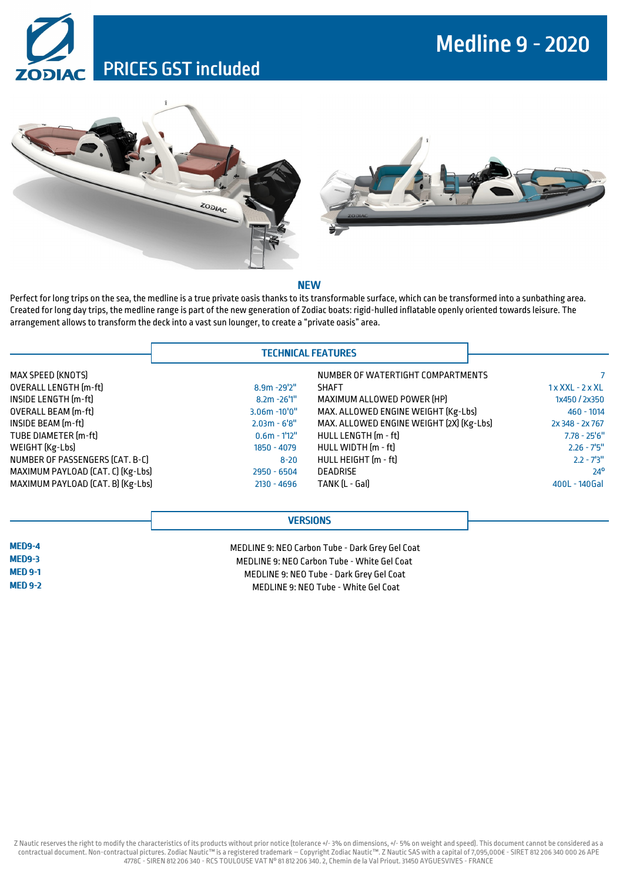ZODIAC

# PRICES GST included

# Medline 9 - 2020

## NEW

Perfect for long trips on the sea, the medline is a true private oasis thanks to its transformable surface, which can be transformed into a sunbathing area. Created for long day trips, the medline range is part of the new generation of Zodiac boats: rigid-hulled inflatable openly oriented towards leisure. The arrangement allows to transform the deck into a vast sun lounger, to create a "private oasis" area.

## TECHNICAL FEATURES

| | | | |
|---|---|---|---|
| MAX SPEED (KNOTS) | | NUMBER OF WATERTIGHT COMPARTMENTS | 7 |
| OVERALL LENGTH (m-ft) | 8.9m -29'2" | SHAFT | 1 x XXL - 2 x XL |
| INSIDE LENGTH (m-ft) | 8.2m -26'1" | MAXIMUM ALLOWED POWER (HP) | 1x450 / 2x350 |
| OVERALL BEAM (m-ft) | 3.06m -10'0" | MAX. ALLOWED ENGINE WEIGHT (Kg-Lbs) | 460 - 1014 |
| INSIDE BEAM (m-ft) | 2.03m - 6'8" | MAX. ALLOWED ENGINE WEIGHT (2X) (Kg-Lbs) | 2x 348 - 2x 767 |
| TUBE DIAMETER (m-ft) | 0.6m - 1'12" | HULL LENGTH (m - ft) | 7.78 - 25'6" |
| WEIGHT (Kg-Lbs) | 1850 - 4079 | HULL WIDTH (m - ft) | 2.26 - 7'5" |
| NUMBER OF PASSENGERS (CAT. B-C) | 8-20 | HULL HEIGHT (m - ft) | 2.2 - 7'3" |
| MAXIMUM PAYLOAD (CAT. C) (Kg-Lbs) | 2950 - 6504 | DEADRISE | 24° |
| MAXIMUM PAYLOAD (CAT. B) (Kg-Lbs) | 2130 - 4696 | TANK (L - Gal) | 400L - 140Gal |

## VERSIONS

| | |
|---|---|
| **MED9-4** | MEDLINE 9: NEO Carbon Tube - Dark Grey Gel Coat |
| **MED9-3** | MEDLINE 9: NEO Carbon Tube - White Gel Coat |
| **MED 9-1** | MEDLINE 9: NEO Tube - Dark Grey Gel Coat |
| **MED 9-2** | MEDLINE 9: NEO Tube - White Gel Coat |

Z Nautic reserves the right to modify the characteristics of its products without prior notice (tolerance +/- 3% on dimensions, +/- 5% on weight and speed). This document cannot be considered as a contractual document. Non-contractual pictures. Zodiac Nautic™ is a registered trademark – Copyright Zodiac Nautic™. Z Nautic SAS with a capital of 7,095,000€ - SIRET 812 206 340 000 26 APE 4778C - SIREN 812 206 340 - RCS TOULOUSE VAT N° 81 812 206 340. 2, Chemin de la Val Priout. 31450 AYGUESVIVES - FRANCE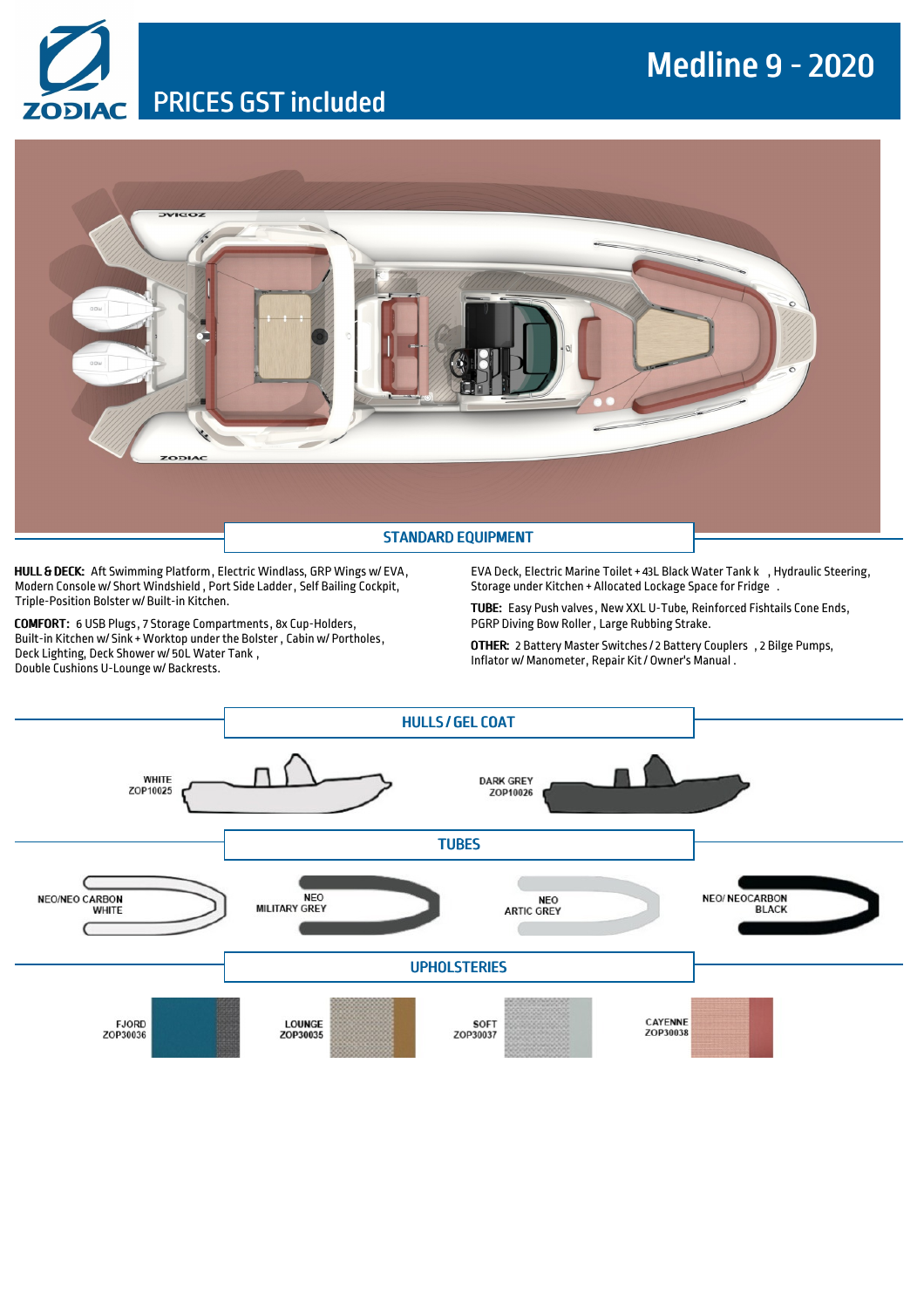# Medline 9 - 2020

## PRICES GST included

## STANDARD EQUIPMENT

**HULL & DECK:** Aft Swimming Platform, Electric Windlass, GRP Wings w/ EVA, Modern Console w/ Short Windshield, Port Side Ladder, Self Bailing Cockpit, Triple-Position Bolster w/ Built-in Kitchen.

**COMFORT:** 6 USB Plugs, 7 Storage Compartments, 8x Cup-Holders, Built-in Kitchen w/ Sink + Worktop under the Bolster, Cabin w/ Portholes, Deck Lighting, Deck Shower w/ 50L Water Tank, Double Cushions U-Lounge w/ Backrests.

EVA Deck, Electric Marine Toilet + 43L Black Water Tank k, Hydraulic Steering, Storage under Kitchen + Allocated Lockage Space for Fridge.

**TUBE:** Easy Push valves, New XXL U-Tube, Reinforced Fishtails Cone Ends, PGRP Diving Bow Roller, Large Rubbing Strake.

**OTHER:** 2 Battery Master Switches / 2 Battery Couplers, 2 Bilge Pumps, Inflator w/ Manometer, Repair Kit / Owner's Manual.

## HULLS / GEL COAT

WHITE ZOP10025

DARK GREY ZOP10026

## TUBES

NEO/NEO CARBON WHITE

NEO MILITARY GREY

NEO ARTIC GREY

NEO/ NEOCARBON BLACK

## UPHOLSTERIES

FJORD ZOP30036

LOUNGE ZOP30035

SOFT ZOP30037

CAYENNE ZOP30038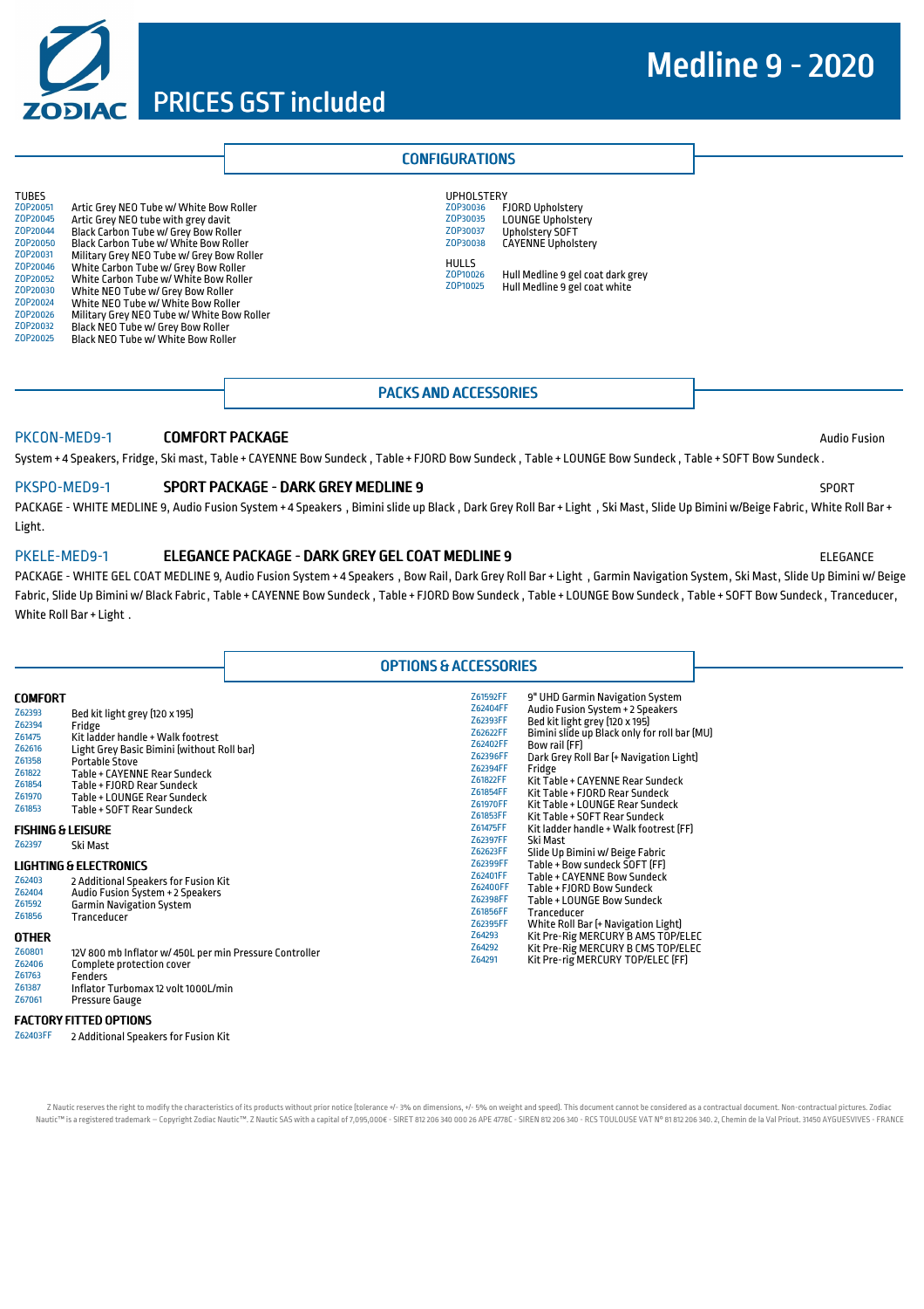# PRICES GST included

# Medline 9 - 2020

## CONFIGURATIONS

TUBES

| | |
|---|---|
| ZOP20051 | Artic Grey NEO Tube w/ White Bow Roller |
| ZOP20045 | Artic Grey NEO tube with grey davit |
| ZOP20044 | Black Carbon Tube w/ Grey Bow Roller |
| ZOP20050 | Black Carbon Tube w/ White Bow Roller |
| ZOP20031 | Military Grey NEO Tube w/ Grey Bow Roller |
| ZOP20046 | White Carbon Tube w/ Grey Bow Roller |
| ZOP20052 | White Carbon Tube w/ White Bow Roller |
| ZOP20030 | White NEO Tube w/ Grey Bow Roller |
| ZOP20024 | White NEO Tube w/ White Bow Roller |
| ZOP20026 | Military Grey NEO Tube w/ White Bow Roller |
| ZOP20032 | Black NEO Tube w/ Grey Bow Roller |
| ZOP20025 | Black NEO Tube w/ White Bow Roller |

UPHOLSTERY

| | |
|---|---|
| ZOP30036 | FJORD Upholstery |
| ZOP30035 | LOUNGE Upholstery |
| ZOP30037 | Upholstery SOFT |
| ZOP30038 | CAYENNE Upholstery |

HULLS

| | |
|---|---|
| ZOP10026 | Hull Medline 9 gel coat dark grey |
| ZOP10025 | Hull Medline 9 gel coat white |

## PACKS AND ACCESSORIES

**PKCON-MED9-1** **COMFORT PACKAGE** Audio Fusion System + 4 Speakers, Fridge, Ski mast, Table + CAYENNE Bow Sundeck , Table + FJORD Bow Sundeck , Table + LOUNGE Bow Sundeck , Table + SOFT Bow Sundeck .

**PKSPO-MED9-1** **SPORT PACKAGE - DARK GREY MEDLINE 9** SPORT PACKAGE - WHITE MEDLINE 9, Audio Fusion System + 4 Speakers , Bimini slide up Black , Dark Grey Roll Bar + Light , Ski Mast, Slide Up Bimini w/Beige Fabric, White Roll Bar + Light.

**PKELE-MED9-1** **ELEGANCE PACKAGE - DARK GREY GEL COAT MEDLINE 9** ELEGANCE PACKAGE - WHITE GEL COAT MEDLINE 9, Audio Fusion System + 4 Speakers , Bow Rail, Dark Grey Roll Bar + Light , Garmin Navigation System, Ski Mast, Slide Up Bimini w/ Beige Fabric, Slide Up Bimini w/ Black Fabric, Table + CAYENNE Bow Sundeck , Table + FJORD Bow Sundeck , Table + LOUNGE Bow Sundeck , Table + SOFT Bow Sundeck , Tranceducer, White Roll Bar + Light .

## OPTIONS & ACCESSORIES

### COMFORT

| | |
|---|---|
| Z62393 | Bed kit light grey (120 x 195) |
| Z62394 | Fridge |
| Z61475 | Kit ladder handle + Walk footrest |
| Z62616 | Light Grey Basic Bimini (without Roll bar) |
| Z61358 | Portable Stove |
| Z61822 | Table + CAYENNE Rear Sundeck |
| Z61854 | Table + FJORD Rear Sundeck |
| Z61970 | Table + LOUNGE Rear Sundeck |
| Z61853 | Table + SOFT Rear Sundeck |

### FISHING & LEISURE

| | |
|---|---|
| Z62397 | Ski Mast |

### LIGHTING & ELECTRONICS

| | |
|---|---|
| Z62403 | 2 Additional Speakers for Fusion Kit |
| Z62404 | Audio Fusion System + 2 Speakers |
| Z61592 | Garmin Navigation System |
| Z61856 | Tranceducer |

### OTHER

| | |
|---|---|
| Z60801 | 12V 800 mb Inflator w/ 450L per min Pressure Controller |
| Z62406 | Complete protection cover |
| Z61763 | Fenders |
| Z61387 | Inflator Turbomax 12 volt 1000L/min |
| Z67061 | Pressure Gauge |

### FACTORY FITTED OPTIONS

| | |
|---|---|
| Z62403FF | 2 Additional Speakers for Fusion Kit |
| Z61592FF | 9" UHD Garmin Navigation System |
| Z62404FF | Audio Fusion System + 2 Speakers |
| Z62393FF | Bed kit light grey (120 x 195) |
| Z62622FF | Bimini slide up Black only for roll bar (MU) |
| Z62402FF | Bow rail (FF) |
| Z62396FF | Dark Grey Roll Bar (+ Navigation Light) |
| Z62394FF | Fridge |
| Z61822FF | Kit Table + CAYENNE Rear Sundeck |
| Z61854FF | Kit Table + FJORD Rear Sundeck |
| Z61970FF | Kit Table + LOUNGE Rear Sundeck |
| Z61853FF | Kit Table + SOFT Rear Sundeck |
| Z61475FF | Kit ladder handle + Walk footrest (FF) |
| Z62397FF | Ski Mast |
| Z62623FF | Slide Up Bimini w/ Beige Fabric |
| Z62399FF | Table + Bow sundeck SOFT (FF) |
| Z62401FF | Table + CAYENNE Bow Sundeck |
| Z62400FF | Table + FJORD Bow Sundeck |
| Z62398FF | Table + LOUNGE Bow Sundeck |
| Z61856FF | Tranceducer |
| Z62395FF | White Roll Bar (+ Navigation Light) |
| Z64293 | Kit Pre-Rig MERCURY B AMS TOP/ELEC |
| Z64292 | Kit Pre-Rig MERCURY B CMS TOP/ELEC |
| Z64291 | Kit Pre-rig MERCURY TOP/ELEC (FF) |

Z Nautic reserves the right to modify the characteristics of its products without prior notice (tolerance +/- 3% on dimensions, +/- 5% on weight and speed). This document cannot be considered as a contractual document. Non-contractual pictures. Zodiac Nautic™ is a registered trademark – Copyright Zodiac Nautic™. Z Nautic SAS with a capital of 7,095,000€ - SIRET 812 206 340 000 26 APE 4778C - SIREN 812 206 340 - RCS TOULOUSE VAT N° 81 812 206 340. 2, Chemin de la Val Priout. 31450 AYGUESVIVES - FRANCE